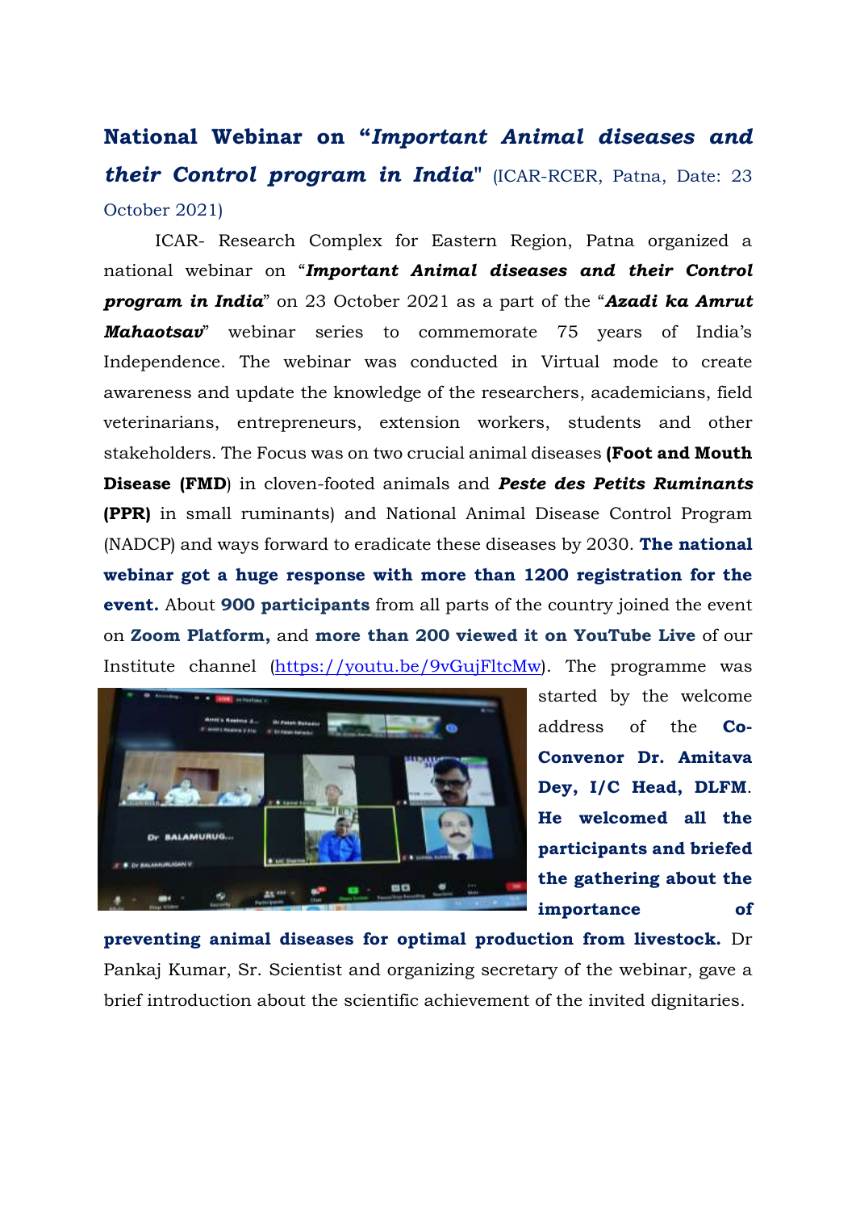## **National Webinar on "*Important Animal diseases and their Control program in India*"** (ICAR-RCER, Patna, Date: 23 October 2021)

ICAR- Research Complex for Eastern Region, Patna organized a national webinar on "***Important Animal diseases and their Control program in India***" on 23 October 2021 as a part of the "***Azadi ka Amrut Mahaotsav***" webinar series to commemorate 75 years of India's Independence. The webinar was conducted in Virtual mode to create awareness and update the knowledge of the researchers, academicians, field veterinarians, entrepreneurs, extension workers, students and other stakeholders. The Focus was on two crucial animal diseases **(Foot and Mouth Disease (FMD**) in cloven-footed animals and ***Peste des Petits Ruminants*** **(PPR)** in small ruminants) and National Animal Disease Control Program (NADCP) and ways forward to eradicate these diseases by 2030. **The national webinar got a huge response with more than 1200 registration for the event.** About **900 participants** from all parts of the country joined the event on **Zoom Platform,** and **more than 200 viewed it on YouTube Live** of our Institute channel (https://youtu.be/9vGujFltcMw). The programme was started by the welcome address of the **Co-Convenor Dr. Amitava Dey, I/C Head, DLFM**. **He welcomed all the participants and briefed the gathering about the importance of preventing animal diseases for optimal production from livestock.** Dr Pankaj Kumar, Sr. Scientist and organizing secretary of the webinar, gave a brief introduction about the scientific achievement of the invited dignitaries.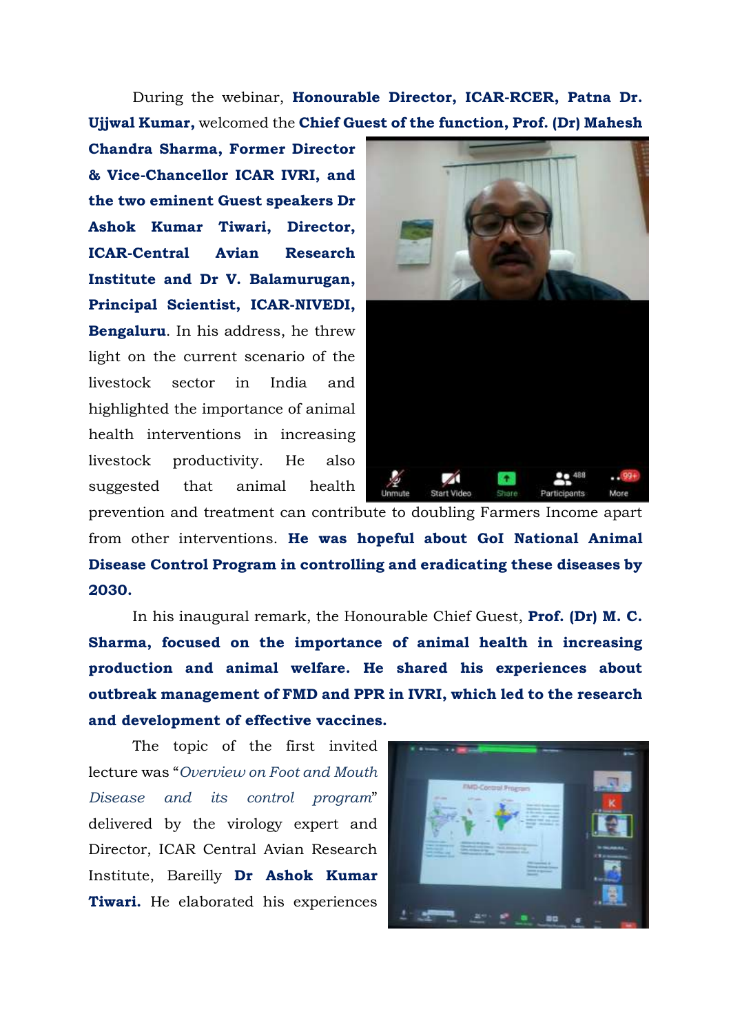During the webinar, **Honourable Director, ICAR-RCER, Patna Dr. Ujjwal Kumar,** welcomed the **Chief Guest of the function, Prof. (Dr) Mahesh Chandra Sharma, Former Director & Vice-Chancellor ICAR IVRI, and the two eminent Guest speakers Dr Ashok Kumar Tiwari, Director, ICAR-Central Avian Research Institute and Dr V. Balamurugan, Principal Scientist, ICAR-NIVEDI, Bengaluru**. In his address, he threw light on the current scenario of the livestock sector in India and highlighted the importance of animal health interventions in increasing livestock productivity. He also suggested that animal health prevention and treatment can contribute to doubling Farmers Income apart from other interventions. **He was hopeful about GoI National Animal Disease Control Program in controlling and eradicating these diseases by 2030.**

In his inaugural remark, the Honourable Chief Guest, **Prof. (Dr) M. C. Sharma, focused on the importance of animal health in increasing production and animal welfare. He shared his experiences about outbreak management of FMD and PPR in IVRI, which led to the research and development of effective vaccines.**

The topic of the first invited lecture was "*Overview on Foot and Mouth Disease and its control program*" delivered by the virology expert and Director, ICAR Central Avian Research Institute, Bareilly **Dr Ashok Kumar Tiwari.** He elaborated his experiences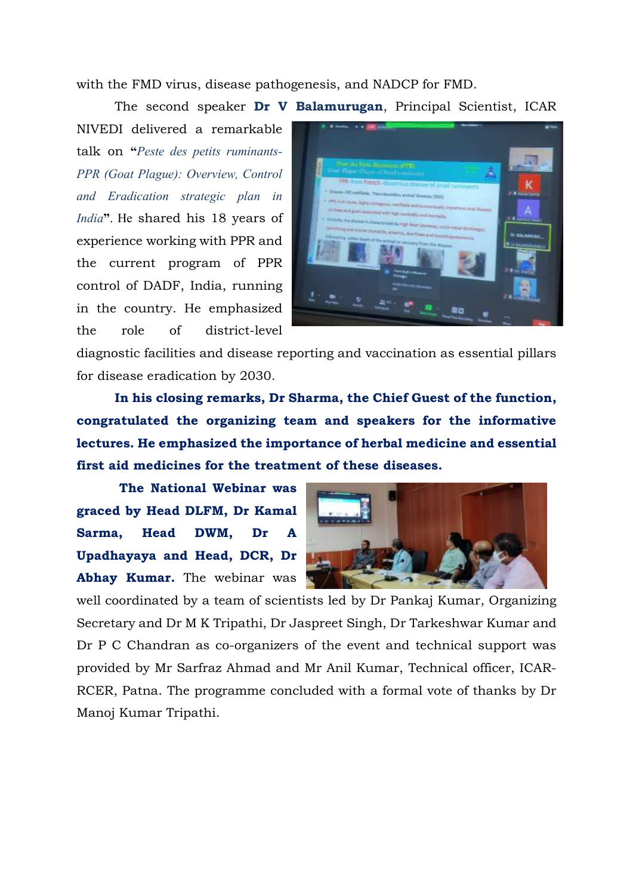with the FMD virus, disease pathogenesis, and NADCP for FMD.

The second speaker **Dr V Balamurugan**, Principal Scientist, ICAR NIVEDI delivered a remarkable talk on "*Peste des petits ruminants-PPR (Goat Plague): Overview, Control and Eradication strategic plan in India*". He shared his 18 years of experience working with PPR and the current program of PPR control of DADF, India, running in the country. He emphasized the role of district-level diagnostic facilities and disease reporting and vaccination as essential pillars for disease eradication by 2030.

**In his closing remarks, Dr Sharma, the Chief Guest of the function, congratulated the organizing team and speakers for the informative lectures. He emphasized the importance of herbal medicine and essential first aid medicines for the treatment of these diseases.**

**The National Webinar was graced by Head DLFM, Dr Kamal Sarma, Head DWM, Dr A Upadhayaya and Head, DCR, Dr Abhay Kumar.** The webinar was well coordinated by a team of scientists led by Dr Pankaj Kumar, Organizing Secretary and Dr M K Tripathi, Dr Jaspreet Singh, Dr Tarkeshwar Kumar and Dr P C Chandran as co-organizers of the event and technical support was provided by Mr Sarfraz Ahmad and Mr Anil Kumar, Technical officer, ICAR-RCER, Patna. The programme concluded with a formal vote of thanks by Dr Manoj Kumar Tripathi.